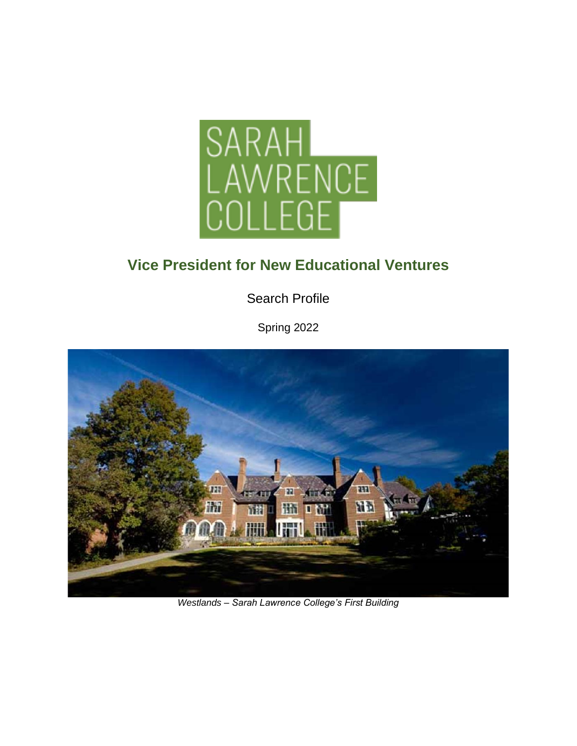SARAH LAWRENCE COLLEGE

# Vice President for New Educational Ventures

Search Profile

Spring 2022

*Westlands – Sarah Lawrence College's First Building*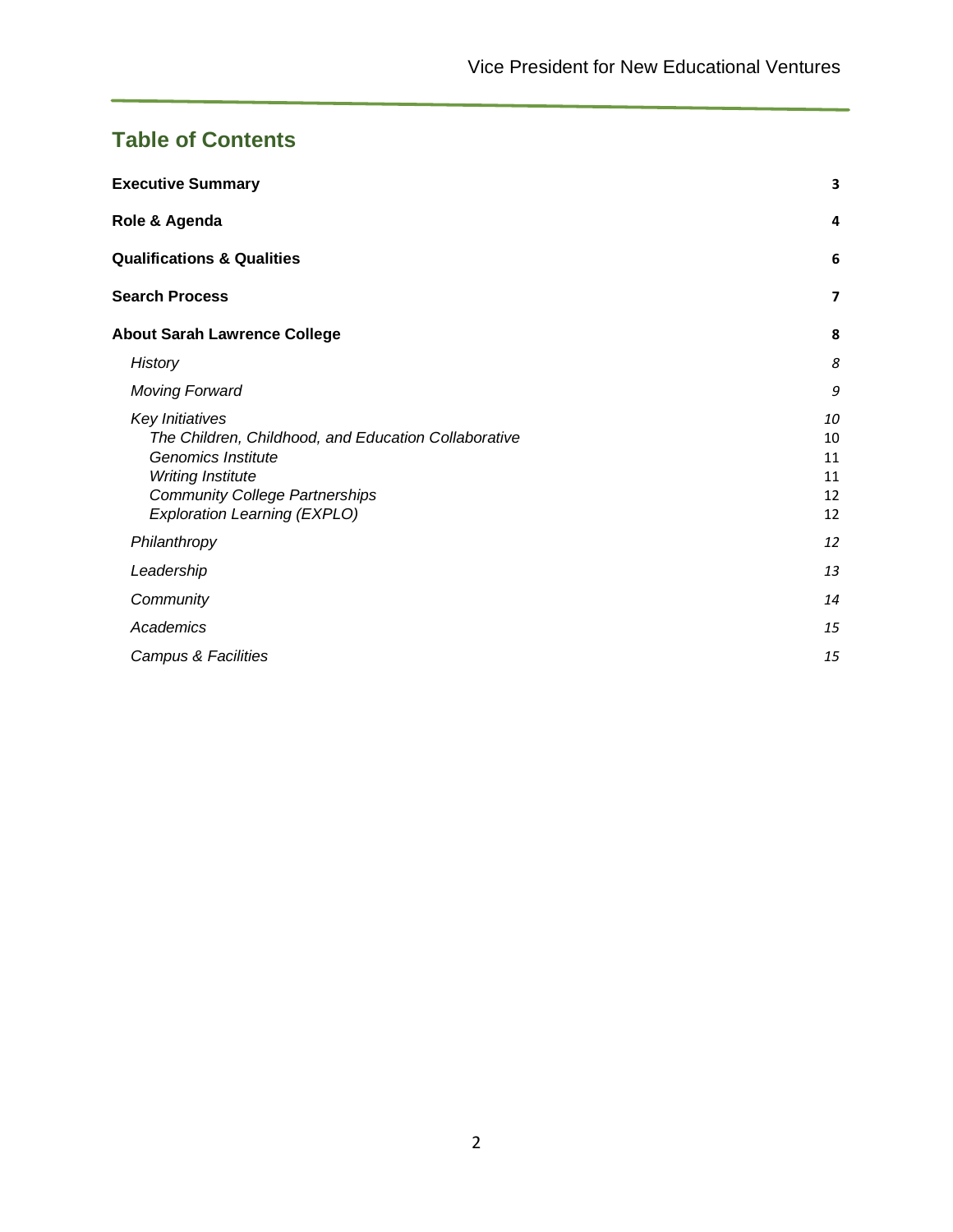## Table of Contents

**Executive Summary** 3

**Role & Agenda** 4

**Qualifications & Qualities** 6

**Search Process** 7

**About Sarah Lawrence College** 8

- *History* 8
- *Moving Forward* 9
- *Key Initiatives* 10
  - *The Children, Childhood, and Education Collaborative* 10
  - *Genomics Institute* 11
  - *Writing Institute* 11
  - *Community College Partnerships* 12
  - *Exploration Learning (EXPLO)* 12
- *Philanthropy* 12
- *Leadership* 13
- *Community* 14
- *Academics* 15
- *Campus & Facilities* 15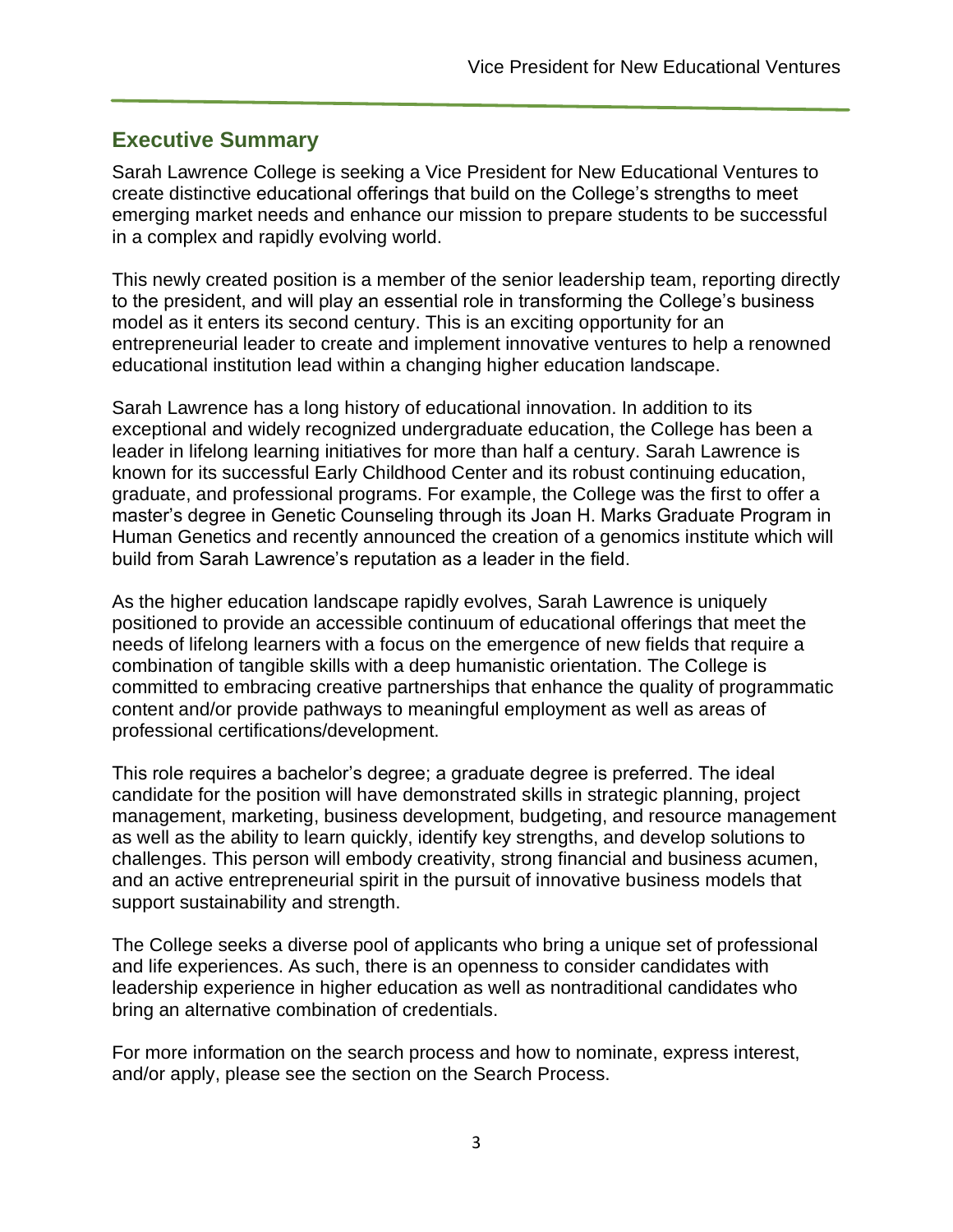## Executive Summary

Sarah Lawrence College is seeking a Vice President for New Educational Ventures to create distinctive educational offerings that build on the College's strengths to meet emerging market needs and enhance our mission to prepare students to be successful in a complex and rapidly evolving world.

This newly created position is a member of the senior leadership team, reporting directly to the president, and will play an essential role in transforming the College's business model as it enters its second century. This is an exciting opportunity for an entrepreneurial leader to create and implement innovative ventures to help a renowned educational institution lead within a changing higher education landscape.

Sarah Lawrence has a long history of educational innovation. In addition to its exceptional and widely recognized undergraduate education, the College has been a leader in lifelong learning initiatives for more than half a century. Sarah Lawrence is known for its successful Early Childhood Center and its robust continuing education, graduate, and professional programs. For example, the College was the first to offer a master's degree in Genetic Counseling through its Joan H. Marks Graduate Program in Human Genetics and recently announced the creation of a genomics institute which will build from Sarah Lawrence's reputation as a leader in the field.

As the higher education landscape rapidly evolves, Sarah Lawrence is uniquely positioned to provide an accessible continuum of educational offerings that meet the needs of lifelong learners with a focus on the emergence of new fields that require a combination of tangible skills with a deep humanistic orientation. The College is committed to embracing creative partnerships that enhance the quality of programmatic content and/or provide pathways to meaningful employment as well as areas of professional certifications/development.

This role requires a bachelor's degree; a graduate degree is preferred. The ideal candidate for the position will have demonstrated skills in strategic planning, project management, marketing, business development, budgeting, and resource management as well as the ability to learn quickly, identify key strengths, and develop solutions to challenges. This person will embody creativity, strong financial and business acumen, and an active entrepreneurial spirit in the pursuit of innovative business models that support sustainability and strength.

The College seeks a diverse pool of applicants who bring a unique set of professional and life experiences. As such, there is an openness to consider candidates with leadership experience in higher education as well as nontraditional candidates who bring an alternative combination of credentials.

For more information on the search process and how to nominate, express interest, and/or apply, please see the section on the Search Process.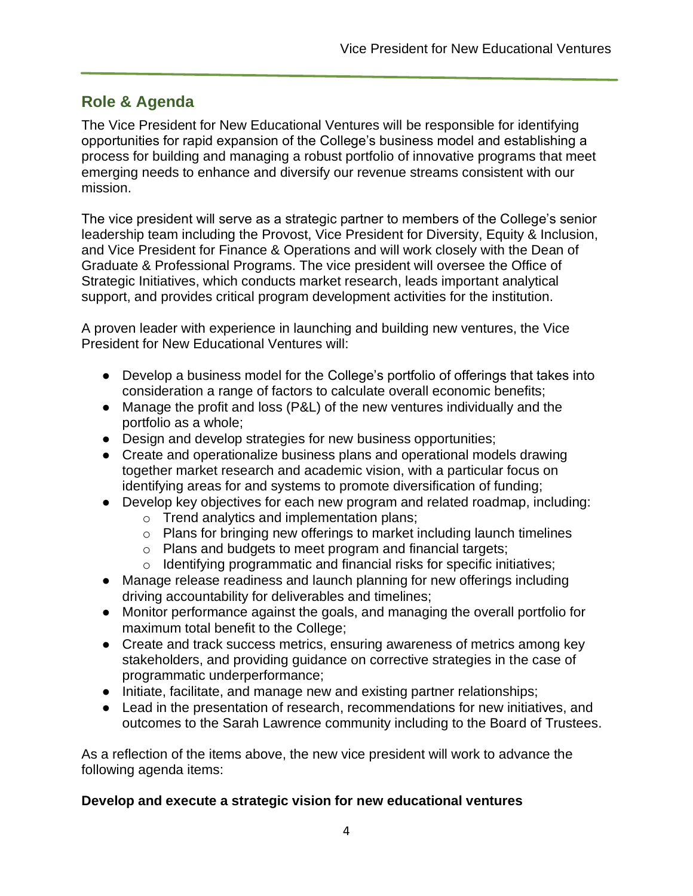## Role & Agenda

The Vice President for New Educational Ventures will be responsible for identifying opportunities for rapid expansion of the College's business model and establishing a process for building and managing a robust portfolio of innovative programs that meet emerging needs to enhance and diversify our revenue streams consistent with our mission.

The vice president will serve as a strategic partner to members of the College's senior leadership team including the Provost, Vice President for Diversity, Equity & Inclusion, and Vice President for Finance & Operations and will work closely with the Dean of Graduate & Professional Programs. The vice president will oversee the Office of Strategic Initiatives, which conducts market research, leads important analytical support, and provides critical program development activities for the institution.

A proven leader with experience in launching and building new ventures, the Vice President for New Educational Ventures will:

- Develop a business model for the College's portfolio of offerings that takes into consideration a range of factors to calculate overall economic benefits;
- Manage the profit and loss (P&L) of the new ventures individually and the portfolio as a whole;
- Design and develop strategies for new business opportunities;
- Create and operationalize business plans and operational models drawing together market research and academic vision, with a particular focus on identifying areas for and systems to promote diversification of funding;
- Develop key objectives for each new program and related roadmap, including:
  - Trend analytics and implementation plans;
  - Plans for bringing new offerings to market including launch timelines
  - Plans and budgets to meet program and financial targets;
  - Identifying programmatic and financial risks for specific initiatives;
- Manage release readiness and launch planning for new offerings including driving accountability for deliverables and timelines;
- Monitor performance against the goals, and managing the overall portfolio for maximum total benefit to the College;
- Create and track success metrics, ensuring awareness of metrics among key stakeholders, and providing guidance on corrective strategies in the case of programmatic underperformance;
- Initiate, facilitate, and manage new and existing partner relationships;
- Lead in the presentation of research, recommendations for new initiatives, and outcomes to the Sarah Lawrence community including to the Board of Trustees.

As a reflection of the items above, the new vice president will work to advance the following agenda items:

**Develop and execute a strategic vision for new educational ventures**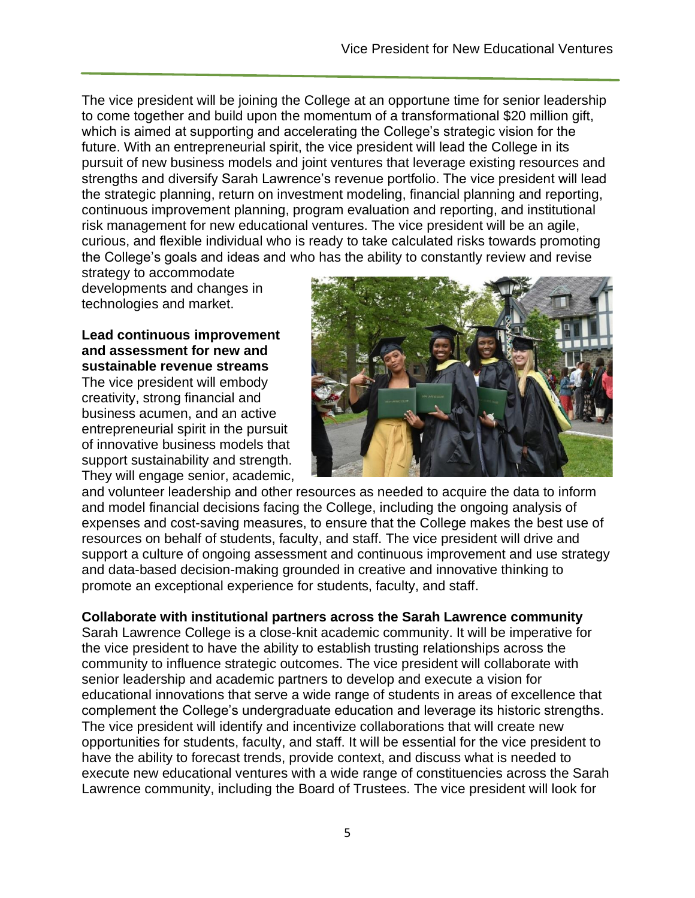The vice president will be joining the College at an opportune time for senior leadership to come together and build upon the momentum of a transformational $20 million gift, which is aimed at supporting and accelerating the College's strategic vision for the future. With an entrepreneurial spirit, the vice president will lead the College in its pursuit of new business models and joint ventures that leverage existing resources and strengths and diversify Sarah Lawrence's revenue portfolio. The vice president will lead the strategic planning, return on investment modeling, financial planning and reporting, continuous improvement planning, program evaluation and reporting, and institutional risk management for new educational ventures. The vice president will be an agile, curious, and flexible individual who is ready to take calculated risks towards promoting the College's goals and ideas and who has the ability to constantly review and revise strategy to accommodate developments and changes in technologies and market.

**Lead continuous improvement and assessment for new and sustainable revenue streams**

The vice president will embody creativity, strong financial and business acumen, and an active entrepreneurial spirit in the pursuit of innovative business models that support sustainability and strength. They will engage senior, academic, and volunteer leadership and other resources as needed to acquire the data to inform and model financial decisions facing the College, including the ongoing analysis of expenses and cost-saving measures, to ensure that the College makes the best use of resources on behalf of students, faculty, and staff. The vice president will drive and support a culture of ongoing assessment and continuous improvement and use strategy and data-based decision-making grounded in creative and innovative thinking to promote an exceptional experience for students, faculty, and staff.

**Collaborate with institutional partners across the Sarah Lawrence community**

Sarah Lawrence College is a close-knit academic community. It will be imperative for the vice president to have the ability to establish trusting relationships across the community to influence strategic outcomes. The vice president will collaborate with senior leadership and academic partners to develop and execute a vision for educational innovations that serve a wide range of students in areas of excellence that complement the College's undergraduate education and leverage its historic strengths. The vice president will identify and incentivize collaborations that will create new opportunities for students, faculty, and staff. It will be essential for the vice president to have the ability to forecast trends, provide context, and discuss what is needed to execute new educational ventures with a wide range of constituencies across the Sarah Lawrence community, including the Board of Trustees. The vice president will look for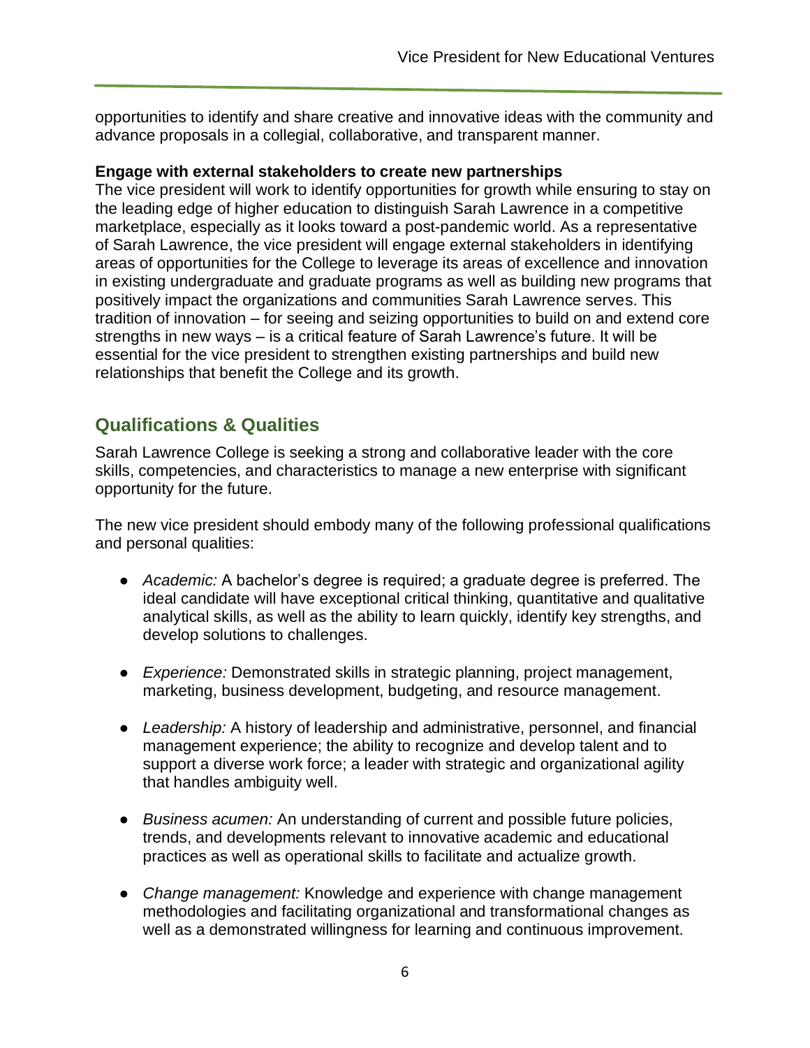opportunities to identify and share creative and innovative ideas with the community and advance proposals in a collegial, collaborative, and transparent manner.

**Engage with external stakeholders to create new partnerships**

The vice president will work to identify opportunities for growth while ensuring to stay on the leading edge of higher education to distinguish Sarah Lawrence in a competitive marketplace, especially as it looks toward a post-pandemic world. As a representative of Sarah Lawrence, the vice president will engage external stakeholders in identifying areas of opportunities for the College to leverage its areas of excellence and innovation in existing undergraduate and graduate programs as well as building new programs that positively impact the organizations and communities Sarah Lawrence serves. This tradition of innovation – for seeing and seizing opportunities to build on and extend core strengths in new ways – is a critical feature of Sarah Lawrence's future. It will be essential for the vice president to strengthen existing partnerships and build new relationships that benefit the College and its growth.

## Qualifications & Qualities

Sarah Lawrence College is seeking a strong and collaborative leader with the core skills, competencies, and characteristics to manage a new enterprise with significant opportunity for the future.

The new vice president should embody many of the following professional qualifications and personal qualities:

- *Academic:* A bachelor's degree is required; a graduate degree is preferred. The ideal candidate will have exceptional critical thinking, quantitative and qualitative analytical skills, as well as the ability to learn quickly, identify key strengths, and develop solutions to challenges.

- *Experience:* Demonstrated skills in strategic planning, project management, marketing, business development, budgeting, and resource management.

- *Leadership:* A history of leadership and administrative, personnel, and financial management experience; the ability to recognize and develop talent and to support a diverse work force; a leader with strategic and organizational agility that handles ambiguity well.

- *Business acumen:* An understanding of current and possible future policies, trends, and developments relevant to innovative academic and educational practices as well as operational skills to facilitate and actualize growth.

- *Change management:* Knowledge and experience with change management methodologies and facilitating organizational and transformational changes as well as a demonstrated willingness for learning and continuous improvement.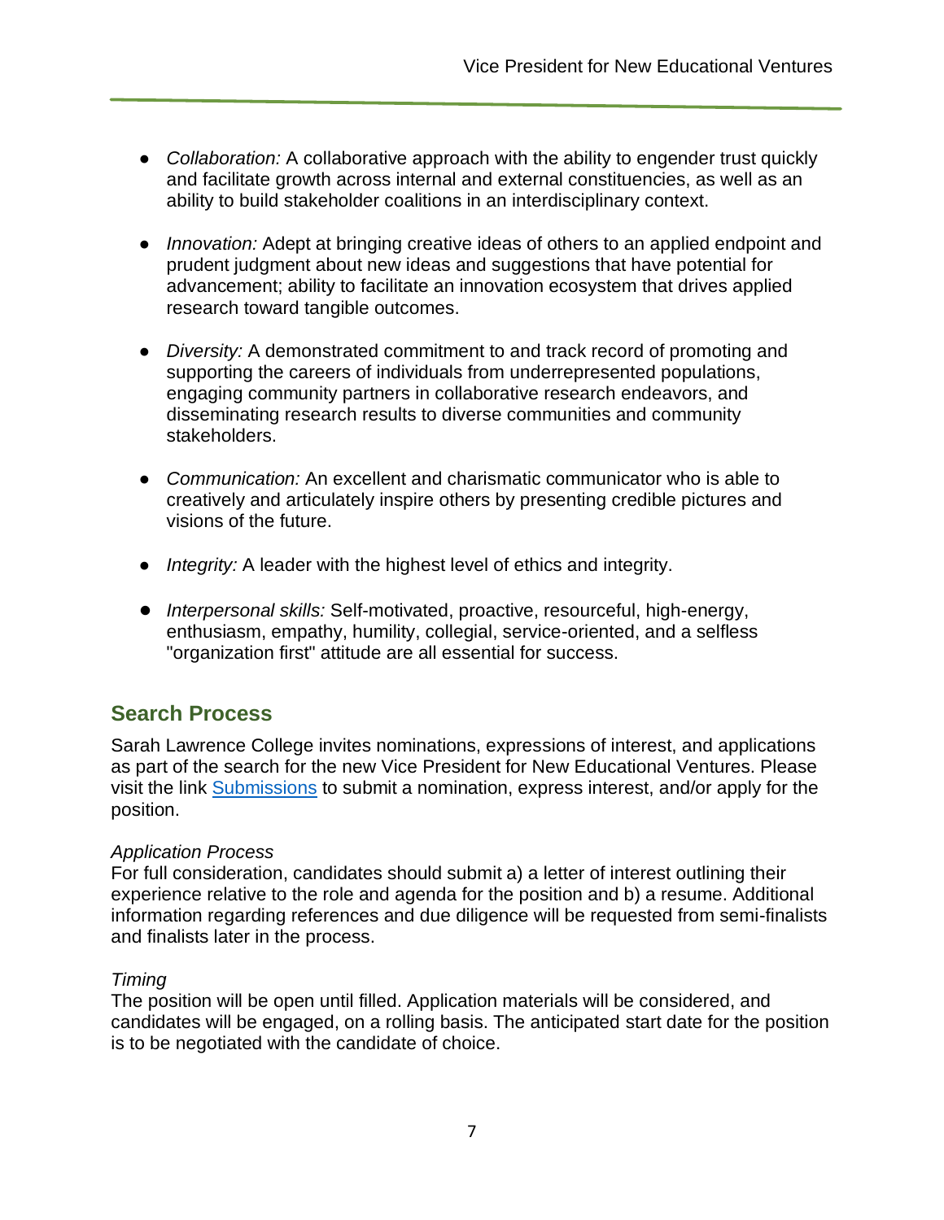- *Collaboration:* A collaborative approach with the ability to engender trust quickly and facilitate growth across internal and external constituencies, as well as an ability to build stakeholder coalitions in an interdisciplinary context.

- *Innovation:* Adept at bringing creative ideas of others to an applied endpoint and prudent judgment about new ideas and suggestions that have potential for advancement; ability to facilitate an innovation ecosystem that drives applied research toward tangible outcomes.

- *Diversity:* A demonstrated commitment to and track record of promoting and supporting the careers of individuals from underrepresented populations, engaging community partners in collaborative research endeavors, and disseminating research results to diverse communities and community stakeholders.

- *Communication:* An excellent and charismatic communicator who is able to creatively and articulately inspire others by presenting credible pictures and visions of the future.

- *Integrity:* A leader with the highest level of ethics and integrity.

- *Interpersonal skills:* Self-motivated, proactive, resourceful, high-energy, enthusiasm, empathy, humility, collegial, service-oriented, and a selfless "organization first" attitude are all essential for success.

## Search Process

Sarah Lawrence College invites nominations, expressions of interest, and applications as part of the search for the new Vice President for New Educational Ventures. Please visit the link [Submissions] to submit a nomination, express interest, and/or apply for the position.

*Application Process*
For full consideration, candidates should submit a) a letter of interest outlining their experience relative to the role and agenda for the position and b) a resume. Additional information regarding references and due diligence will be requested from semi-finalists and finalists later in the process.

*Timing*
The position will be open until filled. Application materials will be considered, and candidates will be engaged, on a rolling basis. The anticipated start date for the position is to be negotiated with the candidate of choice.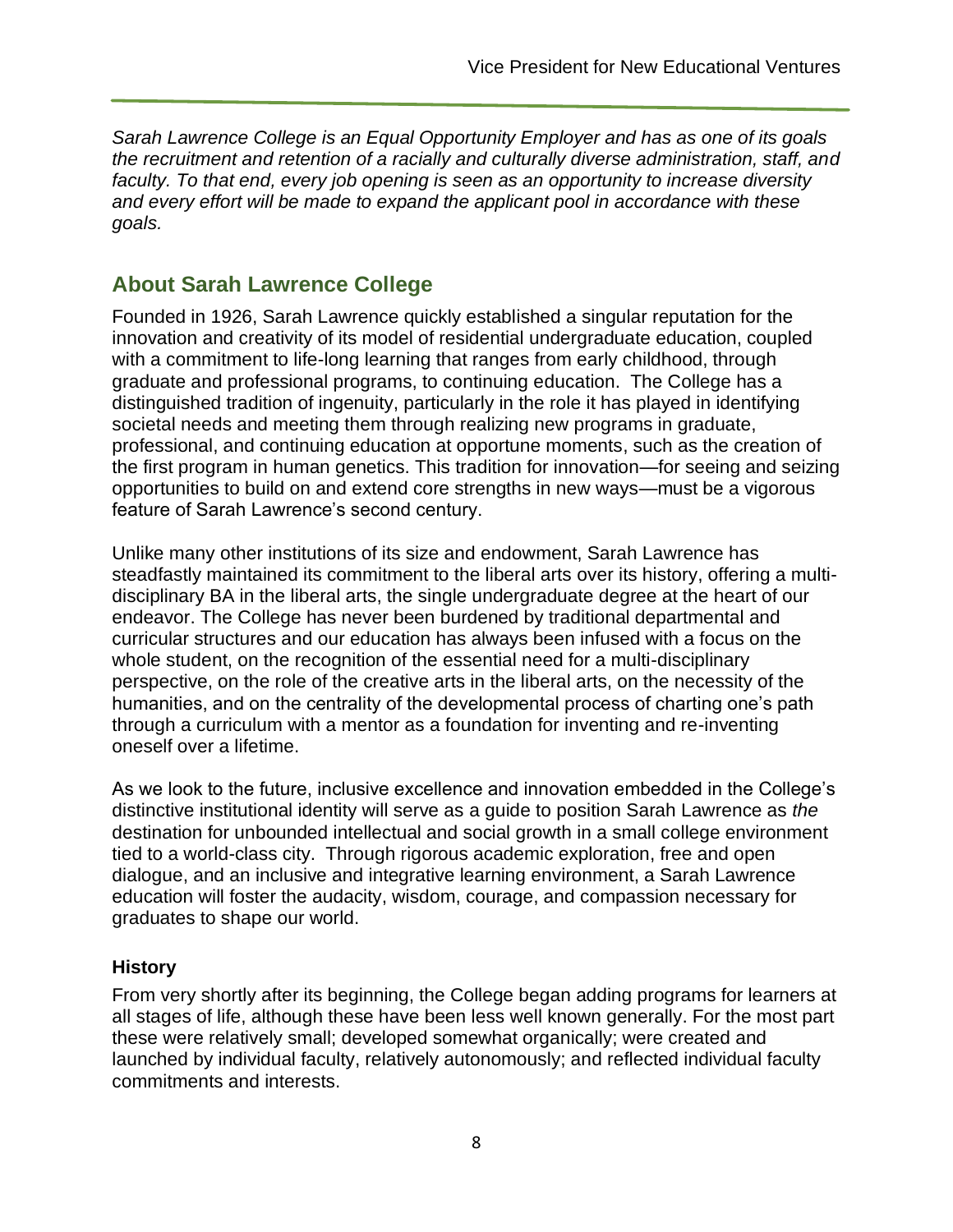*Sarah Lawrence College is an Equal Opportunity Employer and has as one of its goals the recruitment and retention of a racially and culturally diverse administration, staff, and faculty. To that end, every job opening is seen as an opportunity to increase diversity and every effort will be made to expand the applicant pool in accordance with these goals.*

## About Sarah Lawrence College

Founded in 1926, Sarah Lawrence quickly established a singular reputation for the innovation and creativity of its model of residential undergraduate education, coupled with a commitment to life-long learning that ranges from early childhood, through graduate and professional programs, to continuing education. The College has a distinguished tradition of ingenuity, particularly in the role it has played in identifying societal needs and meeting them through realizing new programs in graduate, professional, and continuing education at opportune moments, such as the creation of the first program in human genetics. This tradition for innovation—for seeing and seizing opportunities to build on and extend core strengths in new ways—must be a vigorous feature of Sarah Lawrence's second century.

Unlike many other institutions of its size and endowment, Sarah Lawrence has steadfastly maintained its commitment to the liberal arts over its history, offering a multi-disciplinary BA in the liberal arts, the single undergraduate degree at the heart of our endeavor. The College has never been burdened by traditional departmental and curricular structures and our education has always been infused with a focus on the whole student, on the recognition of the essential need for a multi-disciplinary perspective, on the role of the creative arts in the liberal arts, on the necessity of the humanities, and on the centrality of the developmental process of charting one's path through a curriculum with a mentor as a foundation for inventing and re-inventing oneself over a lifetime.

As we look to the future, inclusive excellence and innovation embedded in the College's distinctive institutional identity will serve as a guide to position Sarah Lawrence as *the* destination for unbounded intellectual and social growth in a small college environment tied to a world-class city. Through rigorous academic exploration, free and open dialogue, and an inclusive and integrative learning environment, a Sarah Lawrence education will foster the audacity, wisdom, courage, and compassion necessary for graduates to shape our world.

### History

From very shortly after its beginning, the College began adding programs for learners at all stages of life, although these have been less well known generally. For the most part these were relatively small; developed somewhat organically; were created and launched by individual faculty, relatively autonomously; and reflected individual faculty commitments and interests.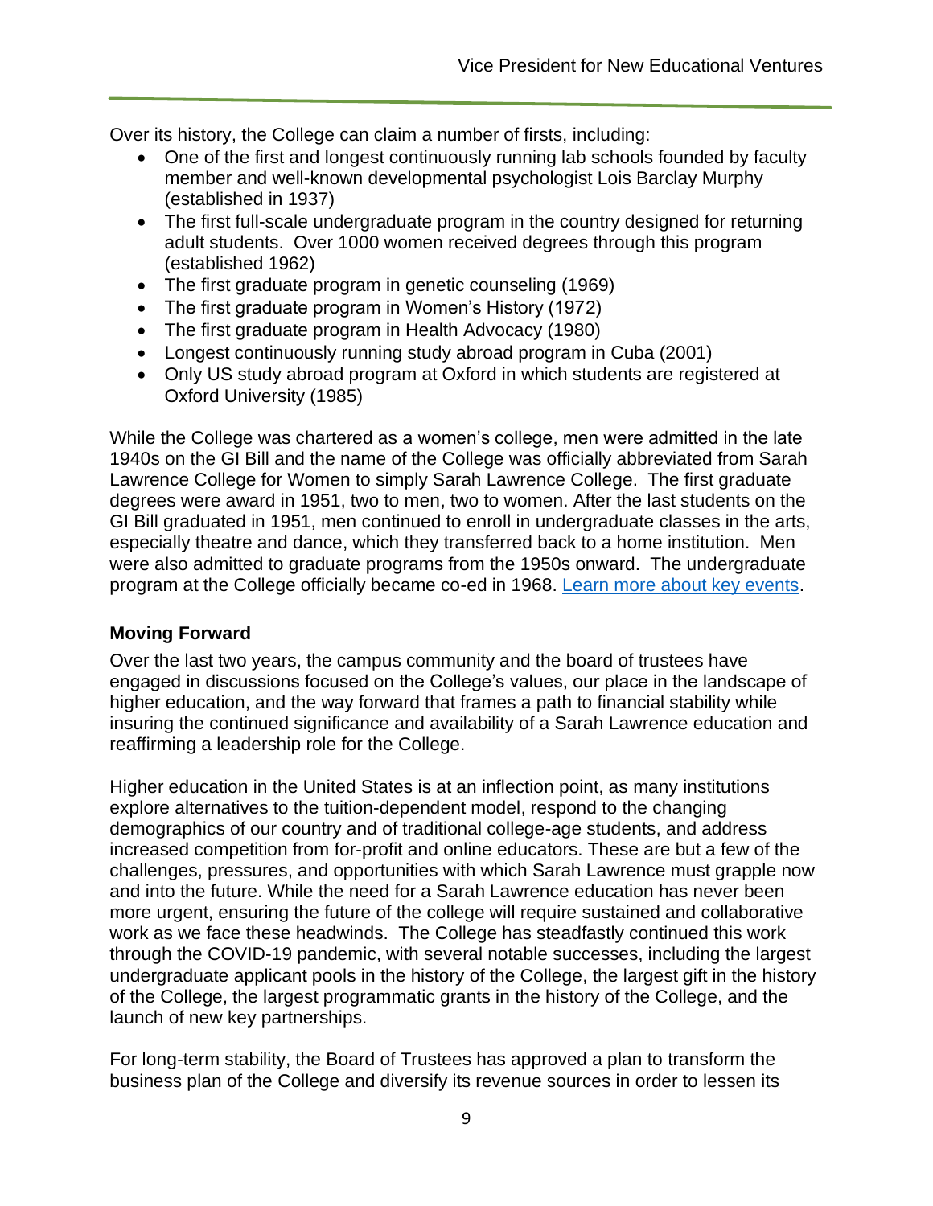Over its history, the College can claim a number of firsts, including:

- One of the first and longest continuously running lab schools founded by faculty member and well-known developmental psychologist Lois Barclay Murphy (established in 1937)
- The first full-scale undergraduate program in the country designed for returning adult students. Over 1000 women received degrees through this program (established 1962)
- The first graduate program in genetic counseling (1969)
- The first graduate program in Women's History (1972)
- The first graduate program in Health Advocacy (1980)
- Longest continuously running study abroad program in Cuba (2001)
- Only US study abroad program at Oxford in which students are registered at Oxford University (1985)

While the College was chartered as a women's college, men were admitted in the late 1940s on the GI Bill and the name of the College was officially abbreviated from Sarah Lawrence College for Women to simply Sarah Lawrence College. The first graduate degrees were award in 1951, two to men, two to women. After the last students on the GI Bill graduated in 1951, men continued to enroll in undergraduate classes in the arts, especially theatre and dance, which they transferred back to a home institution. Men were also admitted to graduate programs from the 1950s onward. The undergraduate program at the College officially became co-ed in 1968. [Learn more about key events](#).

### Moving Forward

Over the last two years, the campus community and the board of trustees have engaged in discussions focused on the College's values, our place in the landscape of higher education, and the way forward that frames a path to financial stability while insuring the continued significance and availability of a Sarah Lawrence education and reaffirming a leadership role for the College.

Higher education in the United States is at an inflection point, as many institutions explore alternatives to the tuition-dependent model, respond to the changing demographics of our country and of traditional college-age students, and address increased competition from for-profit and online educators. These are but a few of the challenges, pressures, and opportunities with which Sarah Lawrence must grapple now and into the future. While the need for a Sarah Lawrence education has never been more urgent, ensuring the future of the college will require sustained and collaborative work as we face these headwinds. The College has steadfastly continued this work through the COVID-19 pandemic, with several notable successes, including the largest undergraduate applicant pools in the history of the College, the largest gift in the history of the College, the largest programmatic grants in the history of the College, and the launch of new key partnerships.

For long-term stability, the Board of Trustees has approved a plan to transform the business plan of the College and diversify its revenue sources in order to lessen its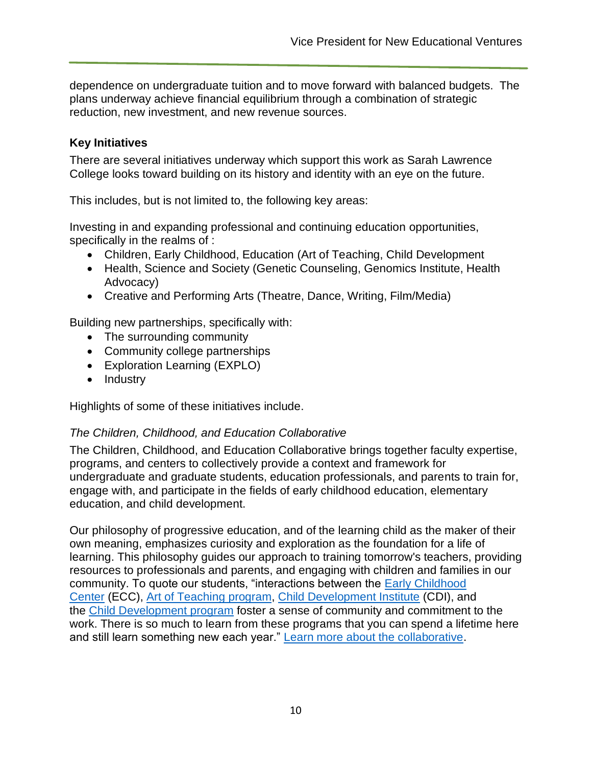dependence on undergraduate tuition and to move forward with balanced budgets. The plans underway achieve financial equilibrium through a combination of strategic reduction, new investment, and new revenue sources.

**Key Initiatives**

There are several initiatives underway which support this work as Sarah Lawrence College looks toward building on its history and identity with an eye on the future.

This includes, but is not limited to, the following key areas:

Investing in and expanding professional and continuing education opportunities, specifically in the realms of :

- Children, Early Childhood, Education (Art of Teaching, Child Development
- Health, Science and Society (Genetic Counseling, Genomics Institute, Health Advocacy)
- Creative and Performing Arts (Theatre, Dance, Writing, Film/Media)

Building new partnerships, specifically with:

- The surrounding community
- Community college partnerships
- Exploration Learning (EXPLO)
- Industry

Highlights of some of these initiatives include.

*The Children, Childhood, and Education Collaborative*

The Children, Childhood, and Education Collaborative brings together faculty expertise, programs, and centers to collectively provide a context and framework for undergraduate and graduate students, education professionals, and parents to train for, engage with, and participate in the fields of early childhood education, elementary education, and child development.

Our philosophy of progressive education, and of the learning child as the maker of their own meaning, emphasizes curiosity and exploration as the foundation for a life of learning. This philosophy guides our approach to training tomorrow's teachers, providing resources to professionals and parents, and engaging with children and families in our community. To quote our students, "interactions between the Early Childhood Center (ECC), Art of Teaching program, Child Development Institute (CDI), and the Child Development program foster a sense of community and commitment to the work. There is so much to learn from these programs that you can spend a lifetime here and still learn something new each year." Learn more about the collaborative.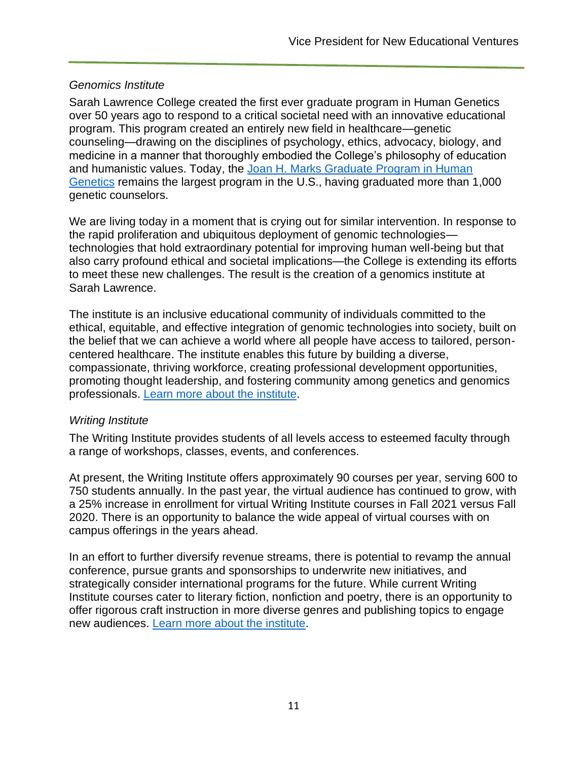*Genomics Institute*

Sarah Lawrence College created the first ever graduate program in Human Genetics over 50 years ago to respond to a critical societal need with an innovative educational program. This program created an entirely new field in healthcare—genetic counseling—drawing on the disciplines of psychology, ethics, advocacy, biology, and medicine in a manner that thoroughly embodied the College's philosophy of education and humanistic values. Today, the Joan H. Marks Graduate Program in Human Genetics remains the largest program in the U.S., having graduated more than 1,000 genetic counselors.

We are living today in a moment that is crying out for similar intervention. In response to the rapid proliferation and ubiquitous deployment of genomic technologies—technologies that hold extraordinary potential for improving human well-being but that also carry profound ethical and societal implications—the College is extending its efforts to meet these new challenges. The result is the creation of a genomics institute at Sarah Lawrence.

The institute is an inclusive educational community of individuals committed to the ethical, equitable, and effective integration of genomic technologies into society, built on the belief that we can achieve a world where all people have access to tailored, person-centered healthcare. The institute enables this future by building a diverse, compassionate, thriving workforce, creating professional development opportunities, promoting thought leadership, and fostering community among genetics and genomics professionals. Learn more about the institute.

*Writing Institute*

The Writing Institute provides students of all levels access to esteemed faculty through a range of workshops, classes, events, and conferences.

At present, the Writing Institute offers approximately 90 courses per year, serving 600 to 750 students annually. In the past year, the virtual audience has continued to grow, with a 25% increase in enrollment for virtual Writing Institute courses in Fall 2021 versus Fall 2020. There is an opportunity to balance the wide appeal of virtual courses with on campus offerings in the years ahead.

In an effort to further diversify revenue streams, there is potential to revamp the annual conference, pursue grants and sponsorships to underwrite new initiatives, and strategically consider international programs for the future. While current Writing Institute courses cater to literary fiction, nonfiction and poetry, there is an opportunity to offer rigorous craft instruction in more diverse genres and publishing topics to engage new audiences. Learn more about the institute.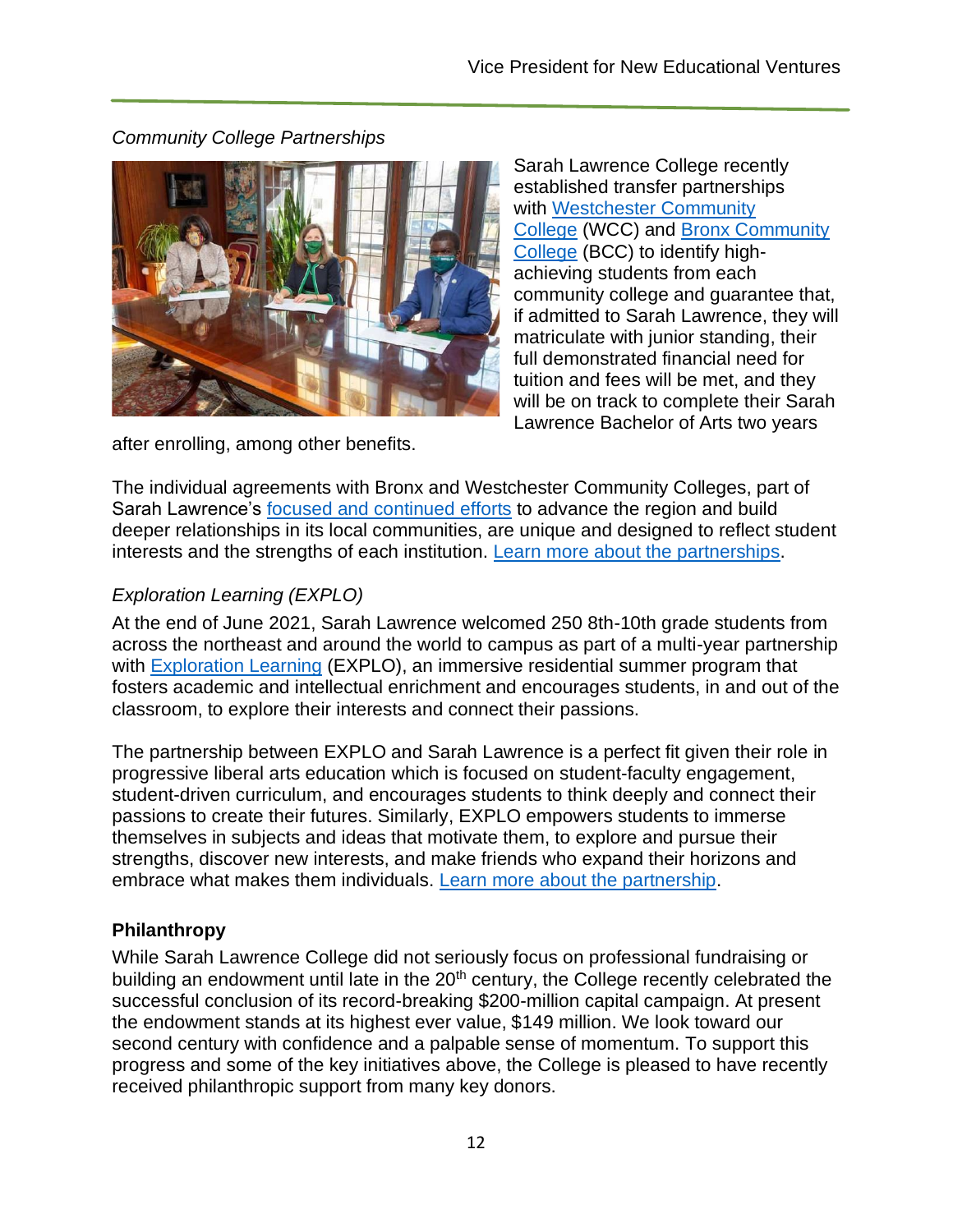*Community College Partnerships*

Sarah Lawrence College recently established transfer partnerships with Westchester Community College (WCC) and Bronx Community College (BCC) to identify high-achieving students from each community college and guarantee that, if admitted to Sarah Lawrence, they will matriculate with junior standing, their full demonstrated financial need for tuition and fees will be met, and they will be on track to complete their Sarah Lawrence Bachelor of Arts two years after enrolling, among other benefits.

The individual agreements with Bronx and Westchester Community Colleges, part of Sarah Lawrence's focused and continued efforts to advance the region and build deeper relationships in its local communities, are unique and designed to reflect student interests and the strengths of each institution. Learn more about the partnerships.

*Exploration Learning (EXPLO)*

At the end of June 2021, Sarah Lawrence welcomed 250 8th-10th grade students from across the northeast and around the world to campus as part of a multi-year partnership with Exploration Learning (EXPLO), an immersive residential summer program that fosters academic and intellectual enrichment and encourages students, in and out of the classroom, to explore their interests and connect their passions.

The partnership between EXPLO and Sarah Lawrence is a perfect fit given their role in progressive liberal arts education which is focused on student-faculty engagement, student-driven curriculum, and encourages students to think deeply and connect their passions to create their futures. Similarly, EXPLO empowers students to immerse themselves in subjects and ideas that motivate them, to explore and pursue their strengths, discover new interests, and make friends who expand their horizons and embrace what makes them individuals. Learn more about the partnership.

**Philanthropy**

While Sarah Lawrence College did not seriously focus on professional fundraising or building an endowment until late in the 20th century, the College recently celebrated the successful conclusion of its record-breaking $200-million capital campaign. At present the endowment stands at its highest ever value, $149 million. We look toward our second century with confidence and a palpable sense of momentum. To support this progress and some of the key initiatives above, the College is pleased to have recently received philanthropic support from many key donors.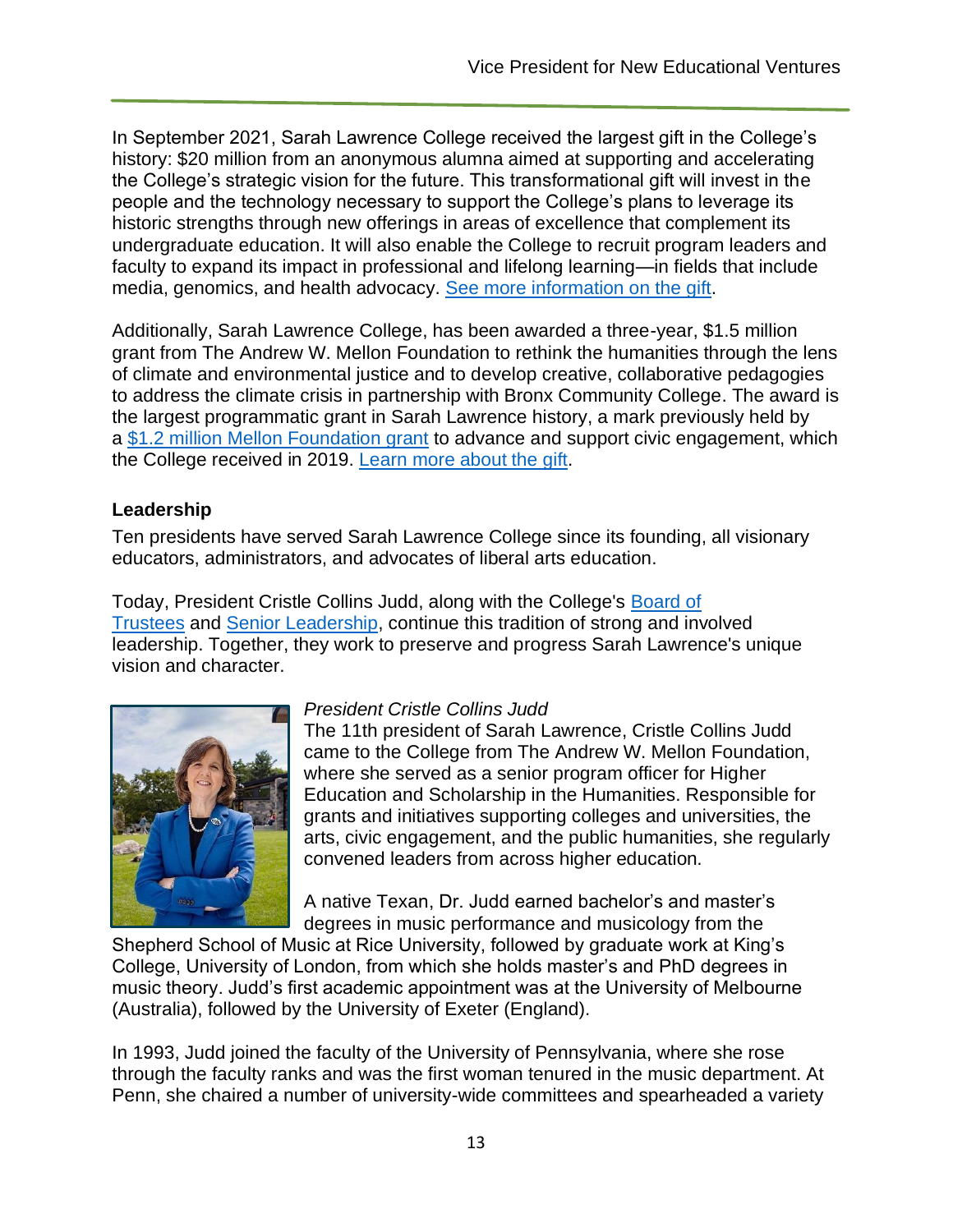In September 2021, Sarah Lawrence College received the largest gift in the College's history: $20 million from an anonymous alumna aimed at supporting and accelerating the College's strategic vision for the future. This transformational gift will invest in the people and the technology necessary to support the College's plans to leverage its historic strengths through new offerings in areas of excellence that complement its undergraduate education. It will also enable the College to recruit program leaders and faculty to expand its impact in professional and lifelong learning—in fields that include media, genomics, and health advocacy. [See more information on the gift](#).

Additionally, Sarah Lawrence College, has been awarded a three-year, $1.5 million grant from The Andrew W. Mellon Foundation to rethink the humanities through the lens of climate and environmental justice and to develop creative, collaborative pedagogies to address the climate crisis in partnership with Bronx Community College. The award is the largest programmatic grant in Sarah Lawrence history, a mark previously held by a [$1.2 million Mellon Foundation grant](#) to advance and support civic engagement, which the College received in 2019. [Learn more about the gift](#).

**Leadership**

Ten presidents have served Sarah Lawrence College since its founding, all visionary educators, administrators, and advocates of liberal arts education.

Today, President Cristle Collins Judd, along with the College's [Board of Trustees](#) and [Senior Leadership](#), continue this tradition of strong and involved leadership. Together, they work to preserve and progress Sarah Lawrence's unique vision and character.

*President Cristle Collins Judd*

The 11th president of Sarah Lawrence, Cristle Collins Judd came to the College from The Andrew W. Mellon Foundation, where she served as a senior program officer for Higher Education and Scholarship in the Humanities. Responsible for grants and initiatives supporting colleges and universities, the arts, civic engagement, and the public humanities, she regularly convened leaders from across higher education.

A native Texan, Dr. Judd earned bachelor's and master's degrees in music performance and musicology from the Shepherd School of Music at Rice University, followed by graduate work at King's College, University of London, from which she holds master's and PhD degrees in music theory. Judd's first academic appointment was at the University of Melbourne (Australia), followed by the University of Exeter (England).

In 1993, Judd joined the faculty of the University of Pennsylvania, where she rose through the faculty ranks and was the first woman tenured in the music department. At Penn, she chaired a number of university-wide committees and spearheaded a variety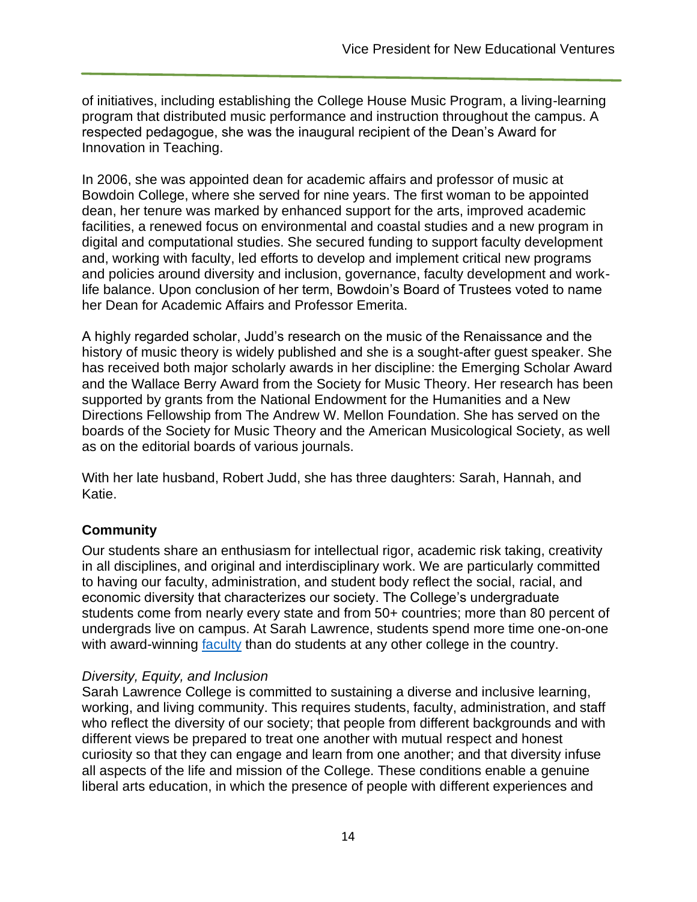of initiatives, including establishing the College House Music Program, a living-learning program that distributed music performance and instruction throughout the campus. A respected pedagogue, she was the inaugural recipient of the Dean's Award for Innovation in Teaching.

In 2006, she was appointed dean for academic affairs and professor of music at Bowdoin College, where she served for nine years. The first woman to be appointed dean, her tenure was marked by enhanced support for the arts, improved academic facilities, a renewed focus on environmental and coastal studies and a new program in digital and computational studies. She secured funding to support faculty development and, working with faculty, led efforts to develop and implement critical new programs and policies around diversity and inclusion, governance, faculty development and work-life balance. Upon conclusion of her term, Bowdoin's Board of Trustees voted to name her Dean for Academic Affairs and Professor Emerita.

A highly regarded scholar, Judd's research on the music of the Renaissance and the history of music theory is widely published and she is a sought-after guest speaker. She has received both major scholarly awards in her discipline: the Emerging Scholar Award and the Wallace Berry Award from the Society for Music Theory. Her research has been supported by grants from the National Endowment for the Humanities and a New Directions Fellowship from The Andrew W. Mellon Foundation. She has served on the boards of the Society for Music Theory and the American Musicological Society, as well as on the editorial boards of various journals.

With her late husband, Robert Judd, she has three daughters: Sarah, Hannah, and Katie.

## Community

Our students share an enthusiasm for intellectual rigor, academic risk taking, creativity in all disciplines, and original and interdisciplinary work. We are particularly committed to having our faculty, administration, and student body reflect the social, racial, and economic diversity that characterizes our society. The College's undergraduate students come from nearly every state and from 50+ countries; more than 80 percent of undergrads live on campus. At Sarah Lawrence, students spend more time one-on-one with award-winning faculty than do students at any other college in the country.

*Diversity, Equity, and Inclusion*

Sarah Lawrence College is committed to sustaining a diverse and inclusive learning, working, and living community. This requires students, faculty, administration, and staff who reflect the diversity of our society; that people from different backgrounds and with different views be prepared to treat one another with mutual respect and honest curiosity so that they can engage and learn from one another; and that diversity infuse all aspects of the life and mission of the College. These conditions enable a genuine liberal arts education, in which the presence of people with different experiences and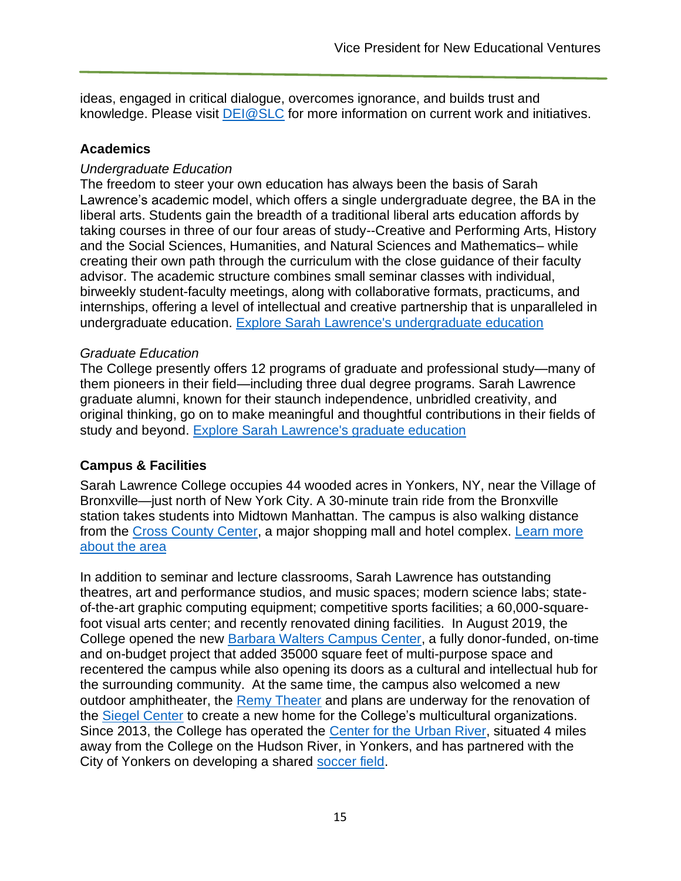ideas, engaged in critical dialogue, overcomes ignorance, and builds trust and knowledge. Please visit DEI@SLC for more information on current work and initiatives.

### Academics

*Undergraduate Education*

The freedom to steer your own education has always been the basis of Sarah Lawrence's academic model, which offers a single undergraduate degree, the BA in the liberal arts. Students gain the breadth of a traditional liberal arts education affords by taking courses in three of our four areas of study--Creative and Performing Arts, History and the Social Sciences, Humanities, and Natural Sciences and Mathematics– while creating their own path through the curriculum with the close guidance of their faculty advisor. The academic structure combines small seminar classes with individual, birweekly student-faculty meetings, along with collaborative formats, practicums, and internships, offering a level of intellectual and creative partnership that is unparalleled in undergraduate education. Explore Sarah Lawrence's undergraduate education

*Graduate Education*

The College presently offers 12 programs of graduate and professional study—many of them pioneers in their field—including three dual degree programs. Sarah Lawrence graduate alumni, known for their staunch independence, unbridled creativity, and original thinking, go on to make meaningful and thoughtful contributions in their fields of study and beyond. Explore Sarah Lawrence's graduate education

### Campus & Facilities

Sarah Lawrence College occupies 44 wooded acres in Yonkers, NY, near the Village of Bronxville—just north of New York City. A 30-minute train ride from the Bronxville station takes students into Midtown Manhattan. The campus is also walking distance from the Cross County Center, a major shopping mall and hotel complex. Learn more about the area

In addition to seminar and lecture classrooms, Sarah Lawrence has outstanding theatres, art and performance studios, and music spaces; modern science labs; state-of-the-art graphic computing equipment; competitive sports facilities; a 60,000-square-foot visual arts center; and recently renovated dining facilities. In August 2019, the College opened the new Barbara Walters Campus Center, a fully donor-funded, on-time and on-budget project that added 35000 square feet of multi-purpose space and recentered the campus while also opening its doors as a cultural and intellectual hub for the surrounding community. At the same time, the campus also welcomed a new outdoor amphitheater, the Remy Theater and plans are underway for the renovation of the Siegel Center to create a new home for the College's multicultural organizations. Since 2013, the College has operated the Center for the Urban River, situated 4 miles away from the College on the Hudson River, in Yonkers, and has partnered with the City of Yonkers on developing a shared soccer field.